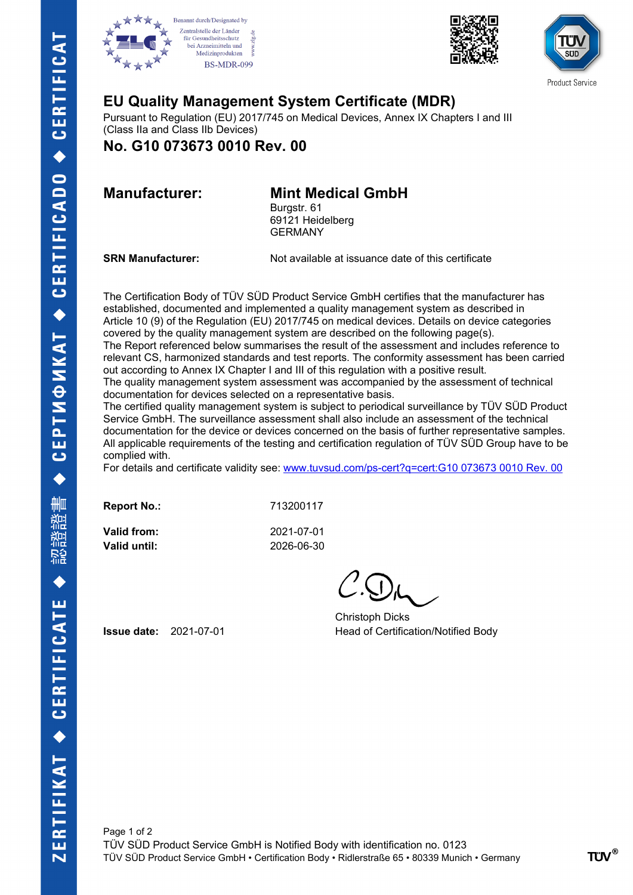Benannt durch/Designated by
Zentralstelle der Länder für Gesundheitsschutz bei Arzneimitteln und Medizinprodukten
BS-MDR-099

Product Service

# EU Quality Management System Certificate (MDR)

Pursuant to Regulation (EU) 2017/745 on Medical Devices, Annex IX Chapters I and III (Class IIa and Class IIb Devices)

## No. G10 073673 0010 Rev. 00

| | |
|---|---|
| **Manufacturer:** | **Mint Medical GmbH**<br>Burgstr. 61<br>69121 Heidelberg<br>GERMANY |
| **SRN Manufacturer:** | Not available at issuance date of this certificate |

The Certification Body of TÜV SÜD Product Service GmbH certifies that the manufacturer has established, documented and implemented a quality management system as described in Article 10 (9) of the Regulation (EU) 2017/745 on medical devices. Details on device categories covered by the quality management system are described on the following page(s).
The Report referenced below summarises the result of the assessment and includes reference to relevant CS, harmonized standards and test reports. The conformity assessment has been carried out according to Annex IX Chapter I and III of this regulation with a positive result.
The quality management system assessment was accompanied by the assessment of technical documentation for devices selected on a representative basis.
The certified quality management system is subject to periodical surveillance by TÜV SÜD Product Service GmbH. The surveillance assessment shall also include an assessment of the technical documentation for the device or devices concerned on the basis of further representative samples.
All applicable requirements of the testing and certification regulation of TÜV SÜD Group have to be complied with.
For details and certificate validity see: www.tuvsud.com/ps-cert?q=cert:G10 073673 0010 Rev. 00

| | |
|---|---|
| **Report No.:** | 713200117 |
| **Valid from:** | 2021-07-01 |
| **Valid until:** | 2026-06-30 |

**Issue date:** 2021-07-01

Christoph Dicks
Head of Certification/Notified Body

TÜV SÜD Product Service GmbH is Notified Body with identification no. 0123
TÜV SÜD Product Service GmbH • Certification Body • Ridlerstraße 65 • 80339 Munich • Germany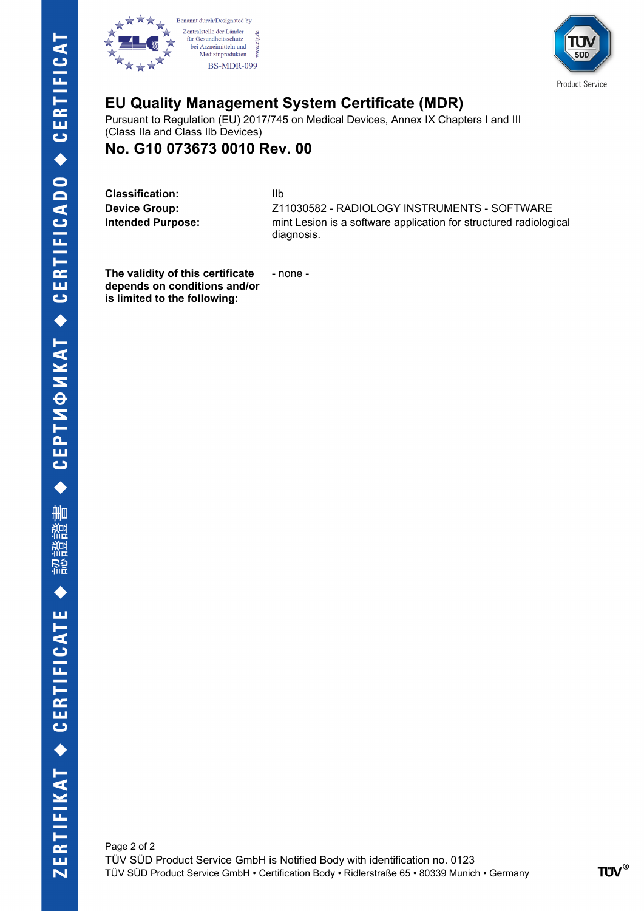Benannt durch/Designated by
Zentralstelle der Länder für Gesundheitsschutz bei Arzneimitteln und Medizinprodukten
BS-MDR-099

Product Service

# EU Quality Management System Certificate (MDR)

Pursuant to Regulation (EU) 2017/745 on Medical Devices, Annex IX Chapters I and III (Class IIa and Class IIb Devices)

## No. G10 073673 0010 Rev. 00

| | |
|---|---|
| **Classification:** | IIb |
| **Device Group:** | Z11030582 - RADIOLOGY INSTRUMENTS - SOFTWARE |
| **Intended Purpose:** | mint Lesion is a software application for structured radiological diagnosis. |

| | |
|---|---|
| **The validity of this certificate depends on conditions and/or is limited to the following:** | - none - |

TÜV SÜD Product Service GmbH is Notified Body with identification no. 0123
TÜV SÜD Product Service GmbH • Certification Body • Ridlerstraße 65 • 80339 Munich • Germany